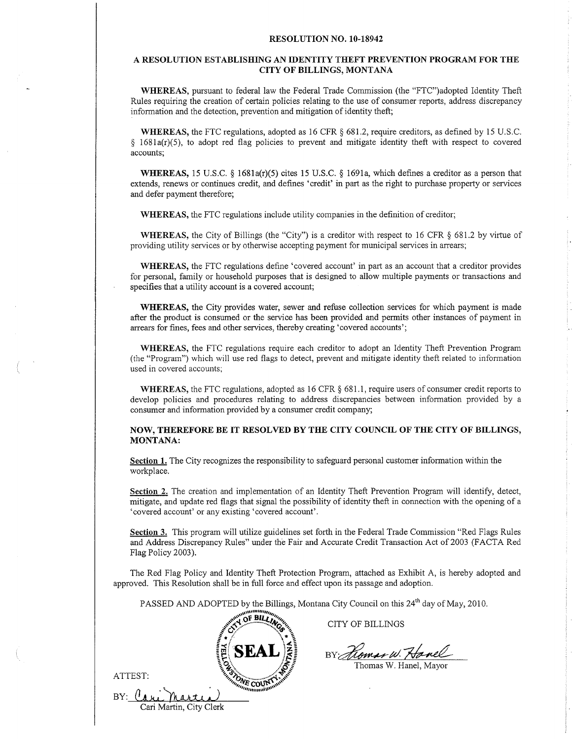# RESOLUTION NO. 10-18942

## A RESOLUTION ESTABLISHING AN IDENTITY THEFT PREVENTION PROGRAM FOR THE CITY OF BILLINGS, MONTANA

**WHEREAS,** pursuant to federal law the Federal Trade Commission (the "FTC")adopted Identity Theft Rules requiring the creation of certain policies relating to the use of consumer reports, address discrepancy information and the detection, prevention and mitigation of identity theft;

**WHEREAS,** the FTC regulations, adopted as 16 CFR § 681.2, require creditors, as defined by 15 U.S.C. § 1681a(r)(5), to adopt red flag policies to prevent and mitigate identity theft with respect to covered accounts;

**WHEREAS,** 15 U.S.C. § 1681a(r)(5) cites 15 U.S.C. § 1691a, which defines a creditor as a person that extends, renews or continues credit, and defines 'credit' in part as the right to purchase property or services and defer payment therefore;

**WHEREAS,** the FTC regulations include utility companies in the definition of creditor;

**WHEREAS,** the City of Billings (the "City") is a creditor with respect to 16 CFR § 681.2 by virtue of providing utility services or by otherwise accepting payment for municipal services in arrears;

**WHEREAS,** the FTC regulations define 'covered account' in part as an account that a creditor provides for personal, family or household purposes that is designed to allow multiple payments or transactions and specifies that a utility account is a covered account;

**WHEREAS,** the City provides water, sewer and refuse collection services for which payment is made after the product is consumed or the service has been provided and permits other instances of payment in arrears for fines, fees and other services, thereby creating 'covered accounts';

**WHEREAS,** the FTC regulations require each creditor to adopt an Identity Theft Prevention Program (the "Program") which will use red flags to detect, prevent and mitigate identity theft related to information used in covered accounts;

**WHEREAS,** the FTC regulations, adopted as 16 CFR § 681.1, require users of consumer credit reports to develop policies and procedures relating to address discrepancies between information provided by a consumer and information provided by a consumer credit company;

**NOW, THEREFORE BE IT RESOLVED BY THE CITY COUNCIL OF THE CITY OF BILLINGS, MONTANA:**

**Section 1.** The City recognizes the responsibility to safeguard personal customer information within the workplace.

**Section 2.** The creation and implementation of an Identity Theft Prevention Program will identify, detect, mitigate, and update red flags that signal the possibility of identity theft in connection with the opening of a 'covered account' or any existing 'covered account'.

**Section 3.** This program will utilize guidelines set forth in the Federal Trade Commission "Red Flags Rules and Address Discrepancy Rules" under the Fair and Accurate Credit Transaction Act of 2003 (FACTA Red Flag Policy 2003).

The Red Flag Policy and Identity Theft Protection Program, attached as Exhibit A, is hereby adopted and approved. This Resolution shall be in full force and effect upon its passage and adoption.

PASSED AND ADOPTED by the Billings, Montana City Council on this 24th day of May, 2010.

SEAL — CITY OF BILLINGS, YELLOWSTONE COUNTY, MONTANA

CITY OF BILLINGS

BY: Thomas W. Hanel
Thomas W. Hanel, Mayor

ATTEST:

BY: Cari Martin
Cari Martin, City Clerk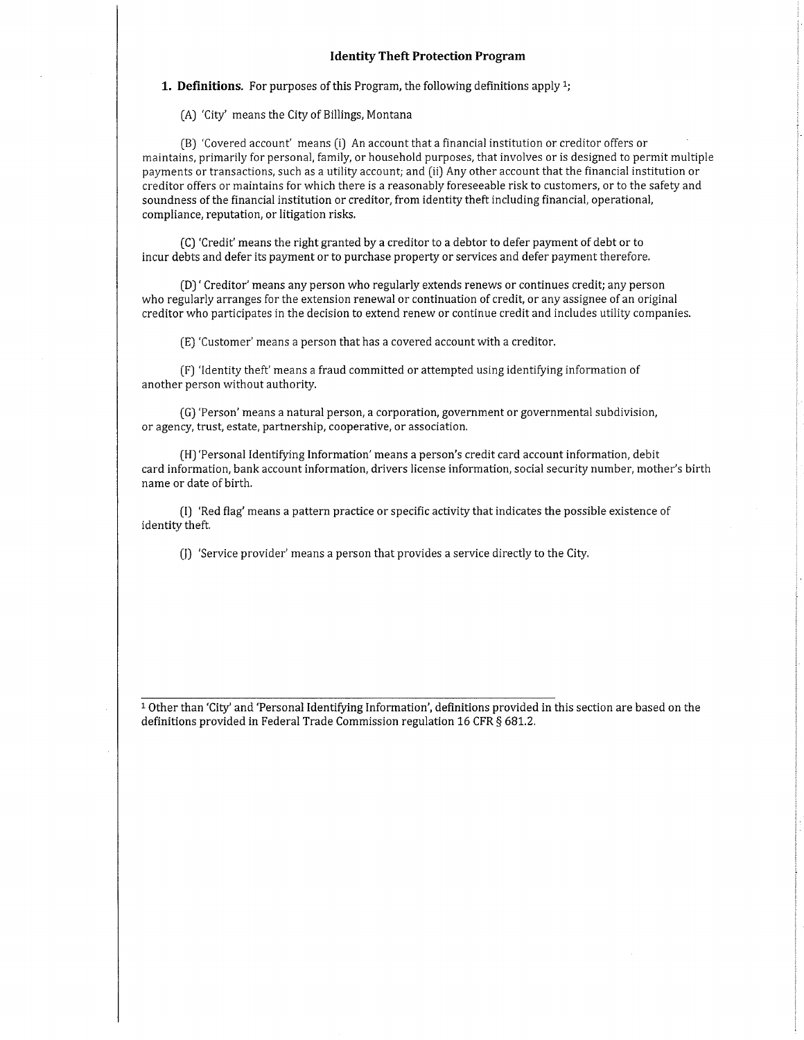## Identity Theft Protection Program

**1. Definitions.** For purposes of this Program, the following definitions apply [1];

(A) 'City' means the City of Billings, Montana

(B) 'Covered account' means (i) An account that a financial institution or creditor offers or maintains, primarily for personal, family, or household purposes, that involves or is designed to permit multiple payments or transactions, such as a utility account; and (ii) Any other account that the financial institution or creditor offers or maintains for which there is a reasonably foreseeable risk to customers, or to the safety and soundness of the financial institution or creditor, from identity theft including financial, operational, compliance, reputation, or litigation risks.

(C) 'Credit' means the right granted by a creditor to a debtor to defer payment of debt or to incur debts and defer its payment or to purchase property or services and defer payment therefore.

(D) ' Creditor' means any person who regularly extends renews or continues credit; any person who regularly arranges for the extension renewal or continuation of credit, or any assignee of an original creditor who participates in the decision to extend renew or continue credit and includes utility companies.

(E) 'Customer' means a person that has a covered account with a creditor.

(F) 'Identity theft' means a fraud committed or attempted using identifying information of another person without authority.

(G) 'Person' means a natural person, a corporation, government or governmental subdivision, or agency, trust, estate, partnership, cooperative, or association.

(H) 'Personal Identifying Information' means a person's credit card account information, debit card information, bank account information, drivers license information, social security number, mother's birth name or date of birth.

(I) 'Red flag' means a pattern practice or specific activity that indicates the possible existence of identity theft.

(J) 'Service provider' means a person that provides a service directly to the City.

---

[1] Other than 'City' and 'Personal Identifying Information', definitions provided in this section are based on the definitions provided in Federal Trade Commission regulation 16 CFR § 681.2.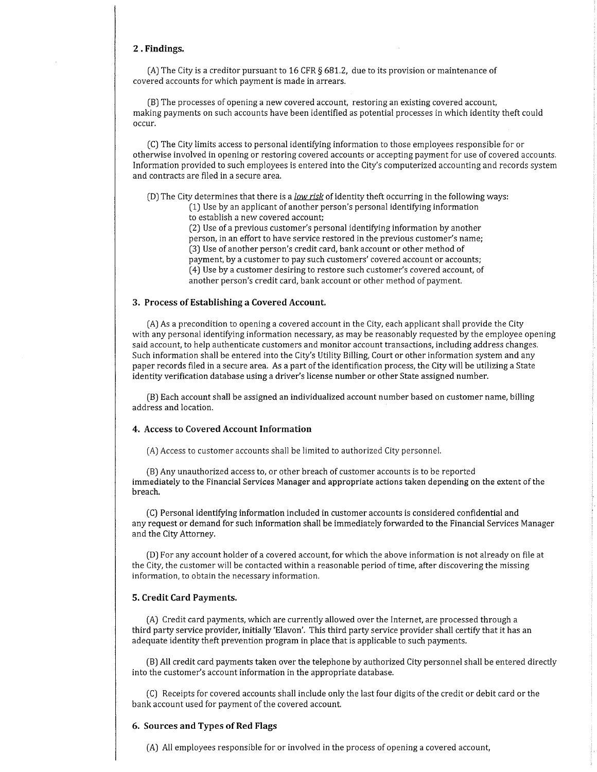## 2. Findings.

(A) The City is a creditor pursuant to 16 CFR § 681.2, due to its provision or maintenance of covered accounts for which payment is made in arrears.

(B) The processes of opening a new covered account, restoring an existing covered account, making payments on such accounts have been identified as potential processes in which identity theft could occur.

(C) The City limits access to personal identifying information to those employees responsible for or otherwise involved in opening or restoring covered accounts or accepting payment for use of covered accounts. Information provided to such employees is entered into the City's computerized accounting and records system and contracts are filed in a secure area.

(D) The City determines that there is a *low risk* of identity theft occurring in the following ways:

(1) Use by an applicant of another person's personal identifying information to establish a new covered account;
(2) Use of a previous customer's personal identifying information by another person, in an effort to have service restored in the previous customer's name;
(3) Use of another person's credit card, bank account or other method of payment, by a customer to pay such customers' covered account or accounts;
(4) Use by a customer desiring to restore such customer's covered account, of another person's credit card, bank account or other method of payment.

## 3. Process of Establishing a Covered Account.

(A) As a precondition to opening a covered account in the City, each applicant shall provide the City with any personal identifying information necessary, as may be reasonably requested by the employee opening said account, to help authenticate customers and monitor account transactions, including address changes. Such information shall be entered into the City's Utility Billing, Court or other information system and any paper records filed in a secure area. As a part of the identification process, the City will be utilizing a State identity verification database using a driver's license number or other State assigned number.

(B) Each account shall be assigned an individualized account number based on customer name, billing address and location.

## 4. Access to Covered Account Information

(A) Access to customer accounts shall be limited to authorized City personnel.

(B) Any unauthorized access to, or other breach of customer accounts is to be reported immediately to the Financial Services Manager and appropriate actions taken depending on the extent of the breach.

(C) Personal identifying information included in customer accounts is considered confidential and any request or demand for such information shall be immediately forwarded to the Financial Services Manager and the City Attorney.

(D) For any account holder of a covered account, for which the above information is not already on file at the City, the customer will be contacted within a reasonable period of time, after discovering the missing information, to obtain the necessary information.

## 5. Credit Card Payments.

(A) Credit card payments, which are currently allowed over the Internet, are processed through a third party service provider, initially 'Elavon'. This third party service provider shall certify that it has an adequate identity theft prevention program in place that is applicable to such payments.

(B) All credit card payments taken over the telephone by authorized City personnel shall be entered directly into the customer's account information in the appropriate database.

(C) Receipts for covered accounts shall include only the last four digits of the credit or debit card or the bank account used for payment of the covered account.

## 6. Sources and Types of Red Flags

(A) All employees responsible for or involved in the process of opening a covered account,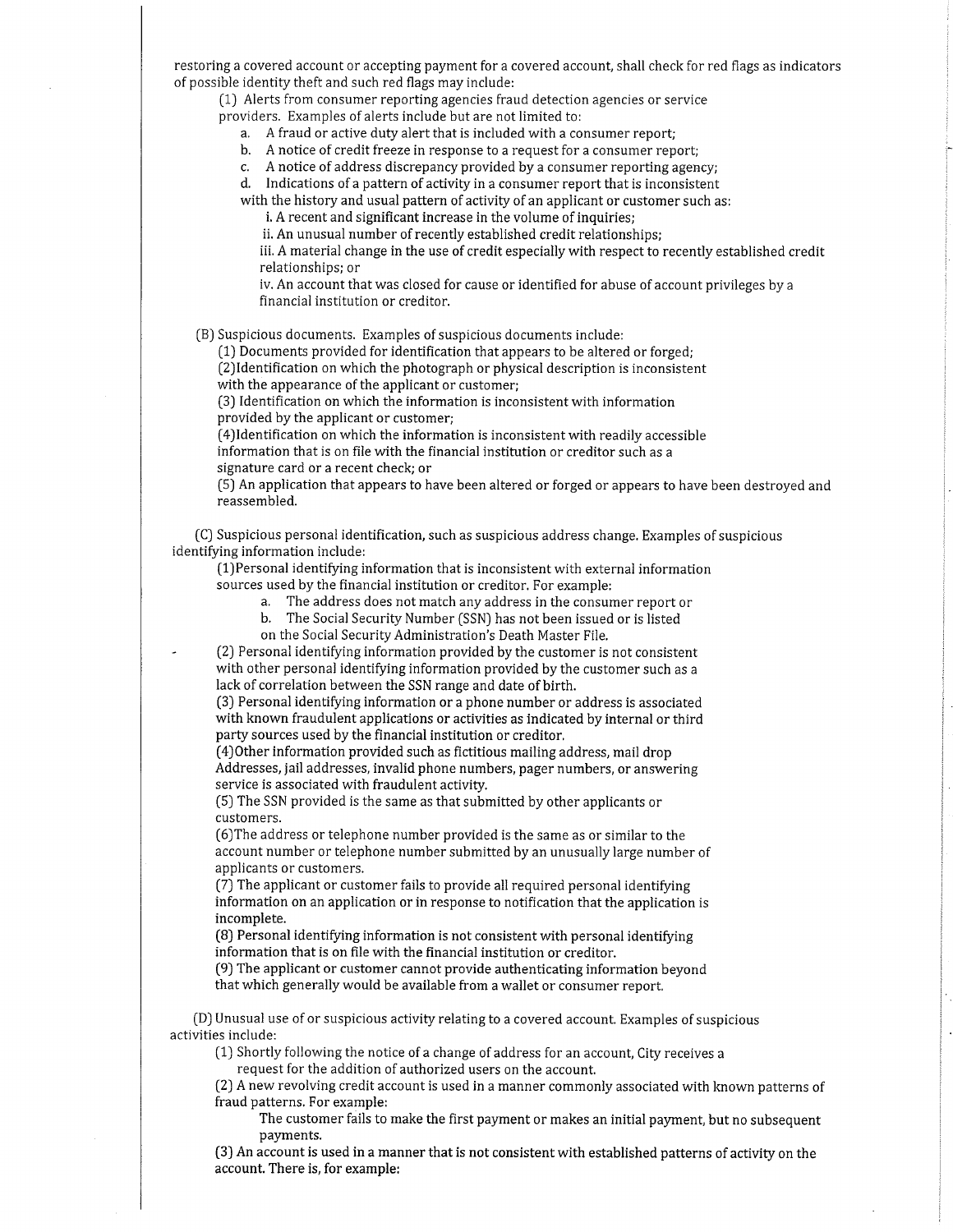restoring a covered account or accepting payment for a covered account, shall check for red flags as indicators of possible identity theft and such red flags may include:

(1) Alerts from consumer reporting agencies fraud detection agencies or service providers. Examples of alerts include but are not limited to:

a. A fraud or active duty alert that is included with a consumer report;
b. A notice of credit freeze in response to a request for a consumer report;
c. A notice of address discrepancy provided by a consumer reporting agency;
d. Indications of a pattern of activity in a consumer report that is inconsistent with the history and usual pattern of activity of an applicant or customer such as:

i. A recent and significant increase in the volume of inquiries;
ii. An unusual number of recently established credit relationships;
iii. A material change in the use of credit especially with respect to recently established credit relationships; or
iv. An account that was closed for cause or identified for abuse of account privileges by a financial institution or creditor.

(B) Suspicious documents. Examples of suspicious documents include:

(1) Documents provided for identification that appears to be altered or forged;
(2)Identification on which the photograph or physical description is inconsistent with the appearance of the applicant or customer;
(3) Identification on which the information is inconsistent with information provided by the applicant or customer;
(4)Identification on which the information is inconsistent with readily accessible information that is on file with the financial institution or creditor such as a signature card or a recent check; or
(5) An application that appears to have been altered or forged or appears to have been destroyed and reassembled.

(C) Suspicious personal identification, such as suspicious address change. Examples of suspicious identifying information include:

(1)Personal identifying information that is inconsistent with external information sources used by the financial institution or creditor. For example:

a. The address does not match any address in the consumer report or
b. The Social Security Number (SSN) has not been issued or is listed on the Social Security Administration's Death Master File.

(2) Personal identifying information provided by the customer is not consistent with other personal identifying information provided by the customer such as a lack of correlation between the SSN range and date of birth.
(3) Personal identifying information or a phone number or address is associated with known fraudulent applications or activities as indicated by internal or third party sources used by the financial institution or creditor.
(4)Other information provided such as fictitious mailing address, mail drop Addresses, jail addresses, invalid phone numbers, pager numbers, or answering service is associated with fraudulent activity.
(5) The SSN provided is the same as that submitted by other applicants or customers.
(6)The address or telephone number provided is the same as or similar to the account number or telephone number submitted by an unusually large number of applicants or customers.
(7) The applicant or customer fails to provide all required personal identifying information on an application or in response to notification that the application is incomplete.
(8) Personal identifying information is not consistent with personal identifying information that is on file with the financial institution or creditor.
(9) The applicant or customer cannot provide authenticating information beyond that which generally would be available from a wallet or consumer report.

(D) Unusual use of or suspicious activity relating to a covered account. Examples of suspicious activities include:

(1) Shortly following the notice of a change of address for an account, City receives a request for the addition of authorized users on the account.
(2) A new revolving credit account is used in a manner commonly associated with known patterns of fraud patterns. For example:

The customer fails to make the first payment or makes an initial payment, but no subsequent payments.

(3) An account is used in a manner that is not consistent with established patterns of activity on the account. There is, for example: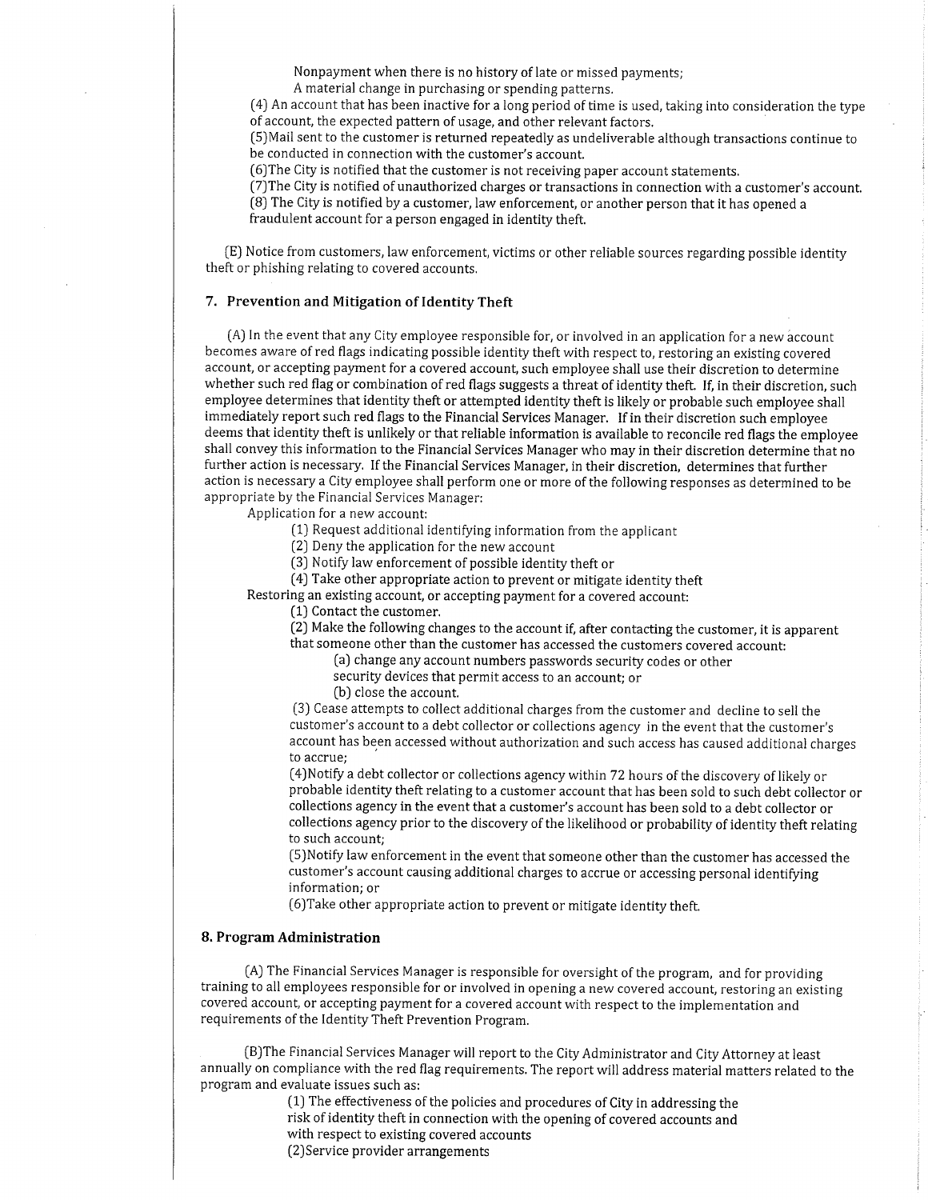Nonpayment when there is no history of late or missed payments;

A material change in purchasing or spending patterns.

(4) An account that has been inactive for a long period of time is used, taking into consideration the type of account, the expected pattern of usage, and other relevant factors.

(5)Mail sent to the customer is returned repeatedly as undeliverable although transactions continue to be conducted in connection with the customer's account.

(6)The City is notified that the customer is not receiving paper account statements.

(7)The City is notified of unauthorized charges or transactions in connection with a customer's account.

(8) The City is notified by a customer, law enforcement, or another person that it has opened a fraudulent account for a person engaged in identity theft.

(E) Notice from customers, law enforcement, victims or other reliable sources regarding possible identity theft or phishing relating to covered accounts.

## 7. Prevention and Mitigation of Identity Theft

(A) In the event that any City employee responsible for, or involved in an application for a new account becomes aware of red flags indicating possible identity theft with respect to, restoring an existing covered account, or accepting payment for a covered account, such employee shall use their discretion to determine whether such red flag or combination of red flags suggests a threat of identity theft. If, in their discretion, such employee determines that identity theft or attempted identity theft is likely or probable such employee shall immediately report such red flags to the Financial Services Manager. If in their discretion such employee deems that identity theft is unlikely or that reliable information is available to reconcile red flags the employee shall convey this information to the Financial Services Manager who may in their discretion determine that no further action is necessary. If the Financial Services Manager, in their discretion, determines that further action is necessary a City employee shall perform one or more of the following responses as determined to be appropriate by the Financial Services Manager:

Application for a new account:

(1) Request additional identifying information from the applicant

(2) Deny the application for the new account

(3) Notify law enforcement of possible identity theft or

(4) Take other appropriate action to prevent or mitigate identity theft

Restoring an existing account, or accepting payment for a covered account:

(1) Contact the customer.

(2) Make the following changes to the account if, after contacting the customer, it is apparent that someone other than the customer has accessed the customers covered account:

(a) change any account numbers passwords security codes or other security devices that permit access to an account; or

(b) close the account.

(3) Cease attempts to collect additional charges from the customer and decline to sell the customer's account to a debt collector or collections agency in the event that the customer's account has been accessed without authorization and such access has caused additional charges to accrue;

(4)Notify a debt collector or collections agency within 72 hours of the discovery of likely or probable identity theft relating to a customer account that has been sold to such debt collector or collections agency in the event that a customer's account has been sold to a debt collector or collections agency prior to the discovery of the likelihood or probability of identity theft relating to such account;

(5)Notify law enforcement in the event that someone other than the customer has accessed the customer's account causing additional charges to accrue or accessing personal identifying information; or

(6)Take other appropriate action to prevent or mitigate identity theft.

## 8. Program Administration

(A) The Financial Services Manager is responsible for oversight of the program, and for providing training to all employees responsible for or involved in opening a new covered account, restoring an existing covered account, or accepting payment for a covered account with respect to the implementation and requirements of the Identity Theft Prevention Program.

(B)The Financial Services Manager will report to the City Administrator and City Attorney at least annually on compliance with the red flag requirements. The report will address material matters related to the program and evaluate issues such as:

(1) The effectiveness of the policies and procedures of City in addressing the risk of identity theft in connection with the opening of covered accounts and with respect to existing covered accounts

(2)Service provider arrangements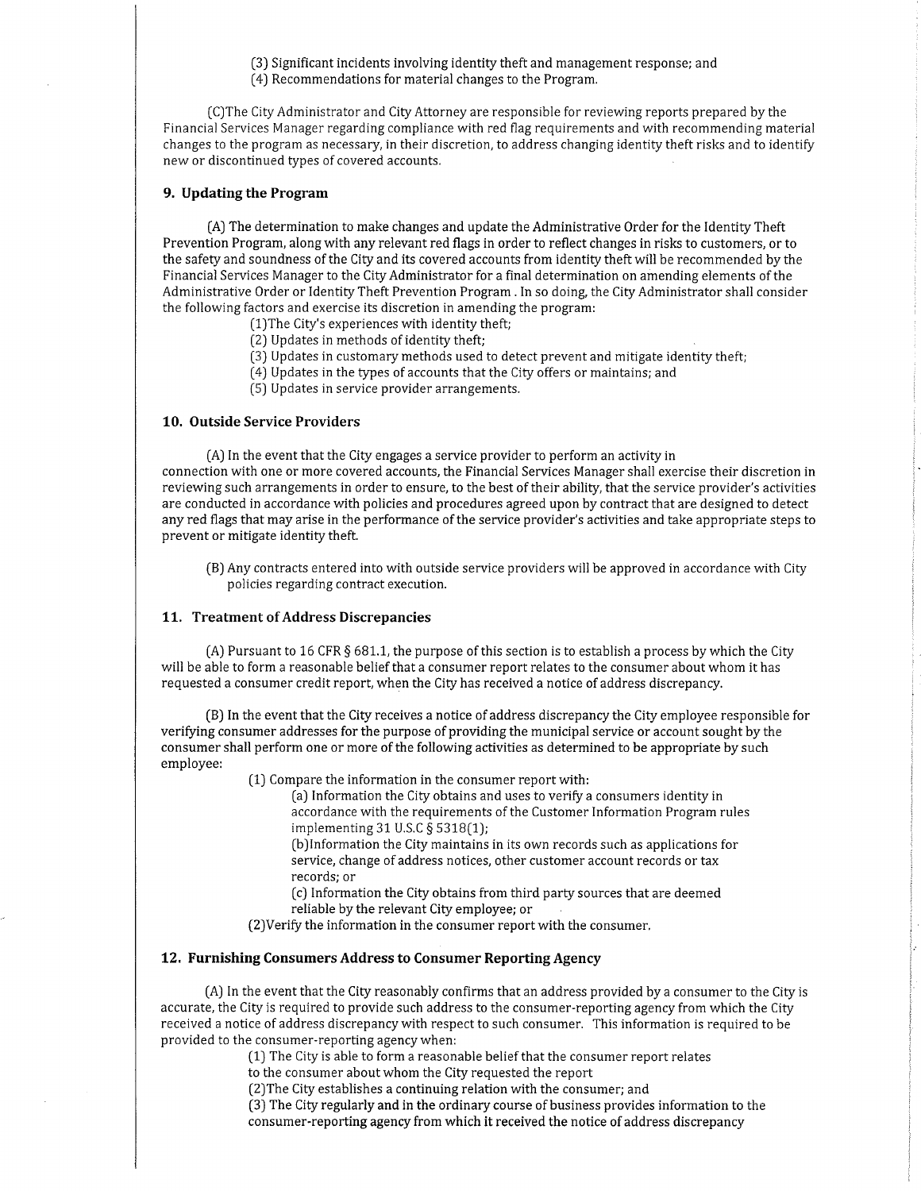(3) Significant incidents involving identity theft and management response; and
(4) Recommendations for material changes to the Program.

(C)The City Administrator and City Attorney are responsible for reviewing reports prepared by the Financial Services Manager regarding compliance with red flag requirements and with recommending material changes to the program as necessary, in their discretion, to address changing identity theft risks and to identify new or discontinued types of covered accounts.

### 9. Updating the Program

(A) The determination to make changes and update the Administrative Order for the Identity Theft Prevention Program, along with any relevant red flags in order to reflect changes in risks to customers, or to the safety and soundness of the City and its covered accounts from identity theft will be recommended by the Financial Services Manager to the City Administrator for a final determination on amending elements of the Administrative Order or Identity Theft Prevention Program . In so doing, the City Administrator shall consider the following factors and exercise its discretion in amending the program:

(1)The City's experiences with identity theft;
(2) Updates in methods of identity theft;
(3) Updates in customary methods used to detect prevent and mitigate identity theft;
(4) Updates in the types of accounts that the City offers or maintains; and
(5) Updates in service provider arrangements.

### 10. Outside Service Providers

(A) In the event that the City engages a service provider to perform an activity in connection with one or more covered accounts, the Financial Services Manager shall exercise their discretion in reviewing such arrangements in order to ensure, to the best of their ability, that the service provider's activities are conducted in accordance with policies and procedures agreed upon by contract that are designed to detect any red flags that may arise in the performance of the service provider's activities and take appropriate steps to prevent or mitigate identity theft.

(B) Any contracts entered into with outside service providers will be approved in accordance with City policies regarding contract execution.

### 11. Treatment of Address Discrepancies

(A) Pursuant to 16 CFR § 681.1, the purpose of this section is to establish a process by which the City will be able to form a reasonable belief that a consumer report relates to the consumer about whom it has requested a consumer credit report, when the City has received a notice of address discrepancy.

(B) In the event that the City receives a notice of address discrepancy the City employee responsible for verifying consumer addresses for the purpose of providing the municipal service or account sought by the consumer shall perform one or more of the following activities as determined to be appropriate by such employee:

(1) Compare the information in the consumer report with:

(a) Information the City obtains and uses to verify a consumers identity in accordance with the requirements of the Customer Information Program rules implementing 31 U.S.C § 5318(1);
(b)Information the City maintains in its own records such as applications for service, change of address notices, other customer account records or tax records; or
(c) Information the City obtains from third party sources that are deemed reliable by the relevant City employee; or

(2)Verify the information in the consumer report with the consumer.

### 12. Furnishing Consumers Address to Consumer Reporting Agency

(A) In the event that the City reasonably confirms that an address provided by a consumer to the City is accurate, the City is required to provide such address to the consumer-reporting agency from which the City received a notice of address discrepancy with respect to such consumer. This information is required to be provided to the consumer-reporting agency when:

(1) The City is able to form a reasonable belief that the consumer report relates to the consumer about whom the City requested the report
(2)The City establishes a continuing relation with the consumer; and
(3) The City regularly and in the ordinary course of business provides information to the consumer-reporting agency from which it received the notice of address discrepancy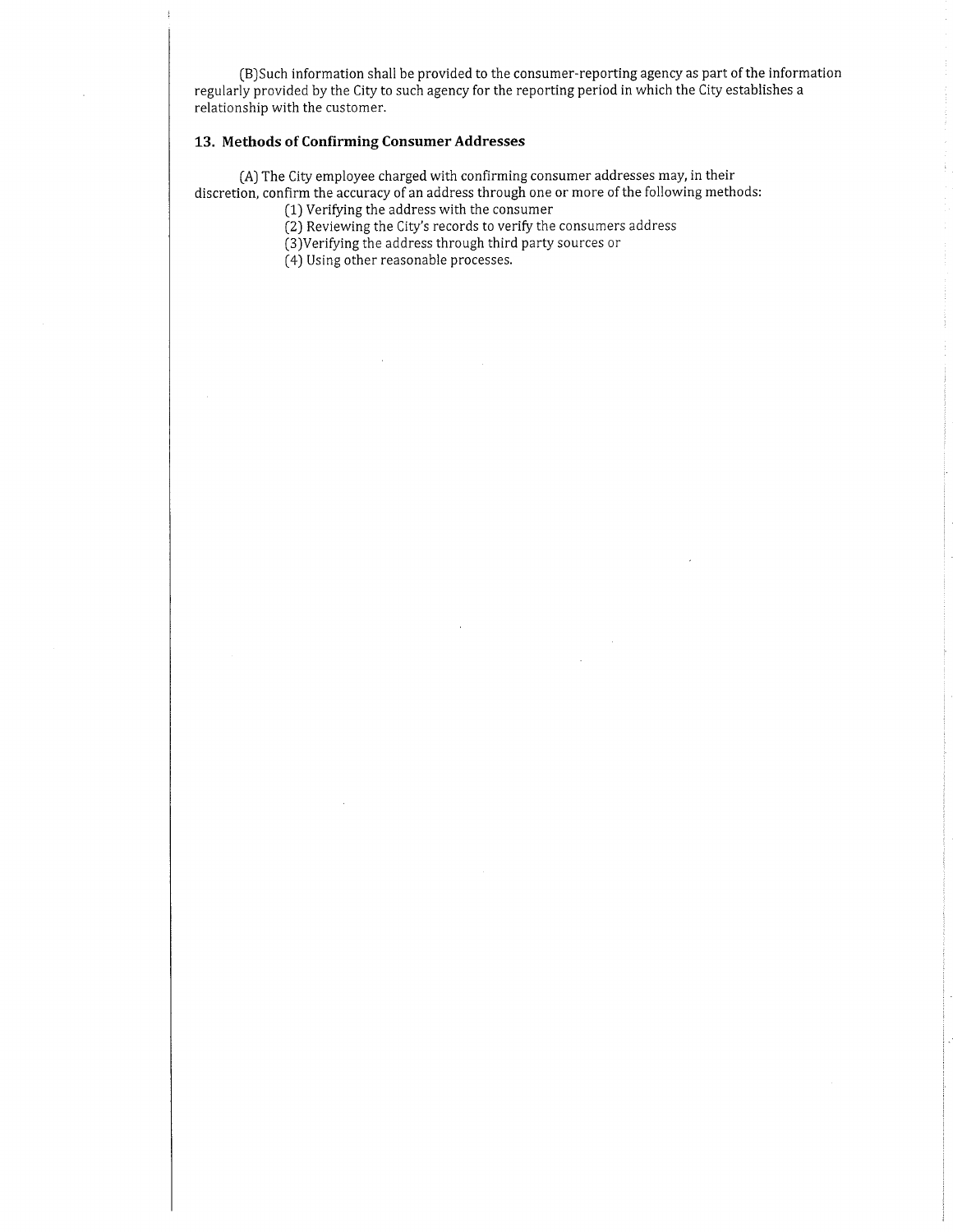(B)Such information shall be provided to the consumer-reporting agency as part of the information regularly provided by the City to such agency for the reporting period in which the City establishes a relationship with the customer.

### 13. Methods of Confirming Consumer Addresses

(A) The City employee charged with confirming consumer addresses may, in their discretion, confirm the accuracy of an address through one or more of the following methods:

(1) Verifying the address with the consumer

(2) Reviewing the City's records to verify the consumers address

(3)Verifying the address through third party sources or

(4) Using other reasonable processes.